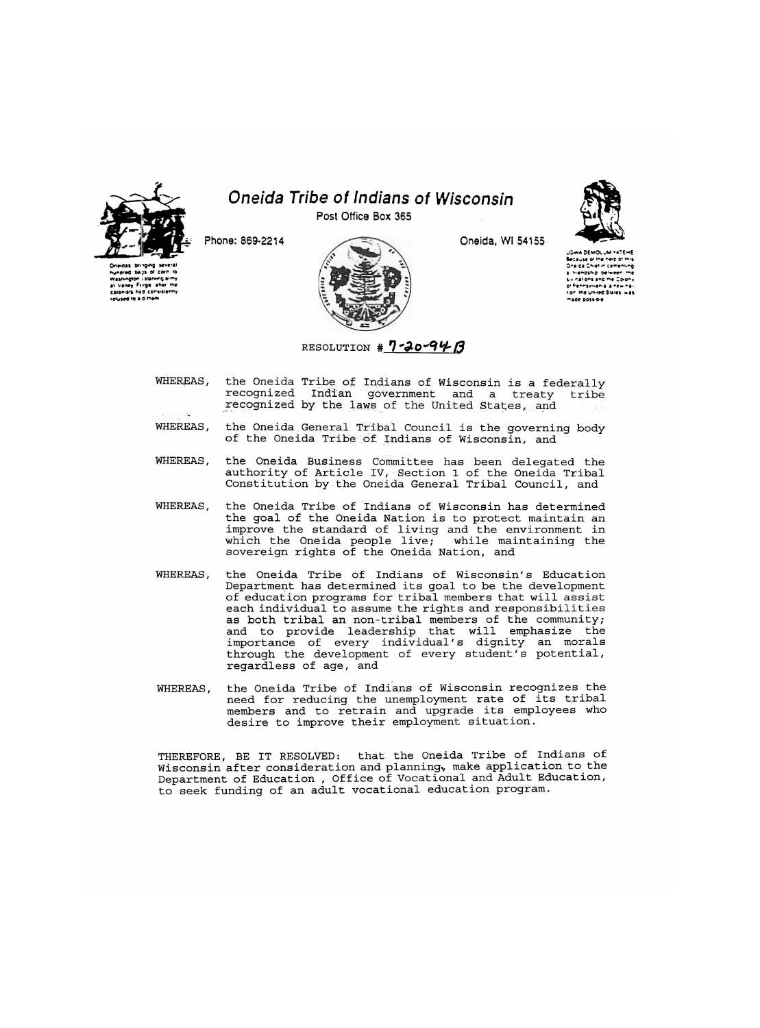# Oneida Tribe of Indians of Wisconsin

Post Office Box 365

Phone: 869-2214

Oneida, WI 54155

Oneidas bringing several hundred bags of corn to Washington's starving army at Valley Forge, after the colonists had consistently refused to aid them

UGWA DEMOLUM YATEHE Because of the help of this Oneida Chief in cementing a friendship between the six nations and the Colony of Pennsylvania, a new nation, the United States, was made possible

RESOLUTION # 7-20-94-B

WHEREAS, the Oneida Tribe of Indians of Wisconsin is a federally recognized Indian government and a treaty tribe recognized by the laws of the United States, and

WHEREAS, the Oneida General Tribal Council is the governing body of the Oneida Tribe of Indians of Wisconsin, and

WHEREAS, the Oneida Business Committee has been delegated the authority of Article IV, Section 1 of the Oneida Tribal Constitution by the Oneida General Tribal Council, and

WHEREAS, the Oneida Tribe of Indians of Wisconsin has determined the goal of the Oneida Nation is to protect maintain an improve the standard of living and the environment in which the Oneida people live; while maintaining the sovereign rights of the Oneida Nation, and

WHEREAS, the Oneida Tribe of Indians of Wisconsin's Education Department has determined its goal to be the development of education programs for tribal members that will assist each individual to assume the rights and responsibilities as both tribal an non-tribal members of the community; and to provide leadership that will emphasize the importance of every individual's dignity an morals through the development of every student's potential, regardless of age, and

WHEREAS, the Oneida Tribe of Indians of Wisconsin recognizes the need for reducing the unemployment rate of its tribal members and to retrain and upgrade its employees who desire to improve their employment situation.

THEREFORE, BE IT RESOLVED: that the Oneida Tribe of Indians of Wisconsin after consideration and planning, make application to the Department of Education , Office of Vocational and Adult Education, to seek funding of an adult vocational education program.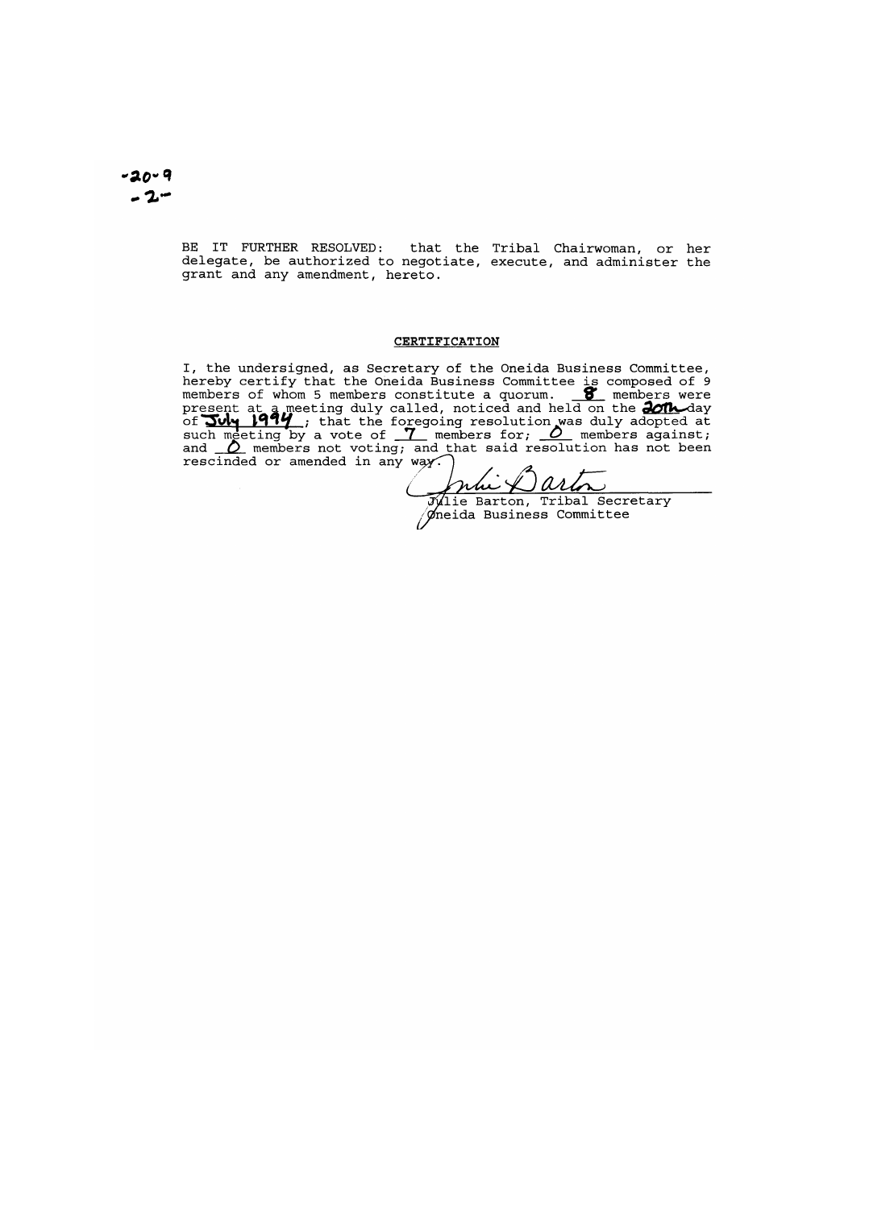-20-9
-2-

BE IT FURTHER RESOLVED: that the Tribal Chairwoman, or her delegate, be authorized to negotiate, execute, and administer the grant and any amendment, hereto.

## CERTIFICATION

I, the undersigned, as Secretary of the Oneida Business Committee, hereby certify that the Oneida Business Committee is composed of 9 members of whom 5 members constitute a quorum. 8 members were present at a meeting duly called, noticed and held on the 20th day of July 1994; that the foregoing resolution was duly adopted at such meeting by a vote of 7 members for; 0 members against; and 0 members not voting; and that said resolution has not been rescinded or amended in any way.

Julie Barton

Julie Barton, Tribal Secretary
Oneida Business Committee